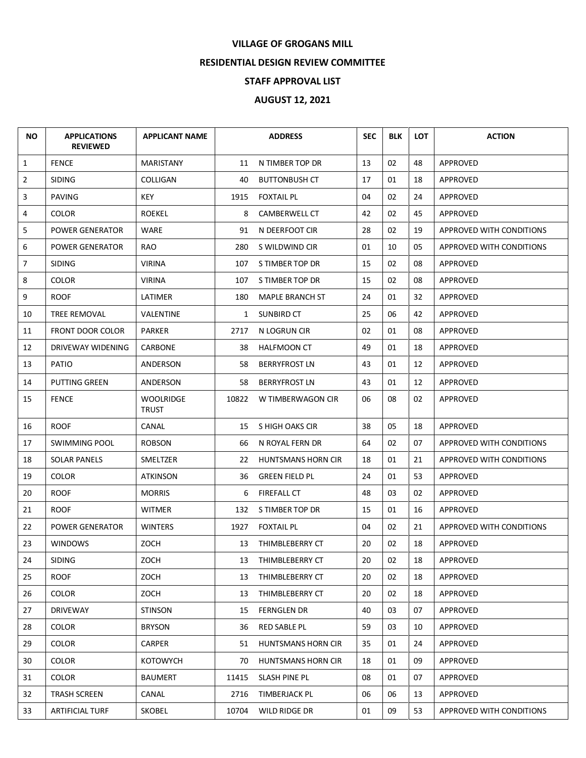# VILLAGE OF GROGANS MILL

## RESIDENTIAL DESIGN REVIEW COMMITTEE

## STAFF APPROVAL LIST

## AUGUST 12, 2021

| NO | APPLICATIONS REVIEWED | APPLICANT NAME | ADDRESS | | SEC | BLK | LOT | ACTION |
|---|---|---|---|---|---|---|---|---|
| 1 | FENCE | MARISTANY | 11 | N TIMBER TOP DR | 13 | 02 | 48 | APPROVED |
| 2 | SIDING | COLLIGAN | 40 | BUTTONBUSH CT | 17 | 01 | 18 | APPROVED |
| 3 | PAVING | KEY | 1915 | FOXTAIL PL | 04 | 02 | 24 | APPROVED |
| 4 | COLOR | ROEKEL | 8 | CAMBERWELL CT | 42 | 02 | 45 | APPROVED |
| 5 | POWER GENERATOR | WARE | 91 | N DEERFOOT CIR | 28 | 02 | 19 | APPROVED WITH CONDITIONS |
| 6 | POWER GENERATOR | RAO | 280 | S WILDWIND CIR | 01 | 10 | 05 | APPROVED WITH CONDITIONS |
| 7 | SIDING | VIRINA | 107 | S TIMBER TOP DR | 15 | 02 | 08 | APPROVED |
| 8 | COLOR | VIRINA | 107 | S TIMBER TOP DR | 15 | 02 | 08 | APPROVED |
| 9 | ROOF | LATIMER | 180 | MAPLE BRANCH ST | 24 | 01 | 32 | APPROVED |
| 10 | TREE REMOVAL | VALENTINE | 1 | SUNBIRD CT | 25 | 06 | 42 | APPROVED |
| 11 | FRONT DOOR COLOR | PARKER | 2717 | N LOGRUN CIR | 02 | 01 | 08 | APPROVED |
| 12 | DRIVEWAY WIDENING | CARBONE | 38 | HALFMOON CT | 49 | 01 | 18 | APPROVED |
| 13 | PATIO | ANDERSON | 58 | BERRYFROST LN | 43 | 01 | 12 | APPROVED |
| 14 | PUTTING GREEN | ANDERSON | 58 | BERRYFROST LN | 43 | 01 | 12 | APPROVED |
| 15 | FENCE | WOOLRIDGE TRUST | 10822 | W TIMBERWAGON CIR | 06 | 08 | 02 | APPROVED |
| 16 | ROOF | CANAL | 15 | S HIGH OAKS CIR | 38 | 05 | 18 | APPROVED |
| 17 | SWIMMING POOL | ROBSON | 66 | N ROYAL FERN DR | 64 | 02 | 07 | APPROVED WITH CONDITIONS |
| 18 | SOLAR PANELS | SMELTZER | 22 | HUNTSMANS HORN CIR | 18 | 01 | 21 | APPROVED WITH CONDITIONS |
| 19 | COLOR | ATKINSON | 36 | GREEN FIELD PL | 24 | 01 | 53 | APPROVED |
| 20 | ROOF | MORRIS | 6 | FIREFALL CT | 48 | 03 | 02 | APPROVED |
| 21 | ROOF | WITMER | 132 | S TIMBER TOP DR | 15 | 01 | 16 | APPROVED |
| 22 | POWER GENERATOR | WINTERS | 1927 | FOXTAIL PL | 04 | 02 | 21 | APPROVED WITH CONDITIONS |
| 23 | WINDOWS | ZOCH | 13 | THIMBLEBERRY CT | 20 | 02 | 18 | APPROVED |
| 24 | SIDING | ZOCH | 13 | THIMBLEBERRY CT | 20 | 02 | 18 | APPROVED |
| 25 | ROOF | ZOCH | 13 | THIMBLEBERRY CT | 20 | 02 | 18 | APPROVED |
| 26 | COLOR | ZOCH | 13 | THIMBLEBERRY CT | 20 | 02 | 18 | APPROVED |
| 27 | DRIVEWAY | STINSON | 15 | FERNGLEN DR | 40 | 03 | 07 | APPROVED |
| 28 | COLOR | BRYSON | 36 | RED SABLE PL | 59 | 03 | 10 | APPROVED |
| 29 | COLOR | CARPER | 51 | HUNTSMANS HORN CIR | 35 | 01 | 24 | APPROVED |
| 30 | COLOR | KOTOWYCH | 70 | HUNTSMANS HORN CIR | 18 | 01 | 09 | APPROVED |
| 31 | COLOR | BAUMERT | 11415 | SLASH PINE PL | 08 | 01 | 07 | APPROVED |
| 32 | TRASH SCREEN | CANAL | 2716 | TIMBERJACK PL | 06 | 06 | 13 | APPROVED |
| 33 | ARTIFICIAL TURF | SKOBEL | 10704 | WILD RIDGE DR | 01 | 09 | 53 | APPROVED WITH CONDITIONS |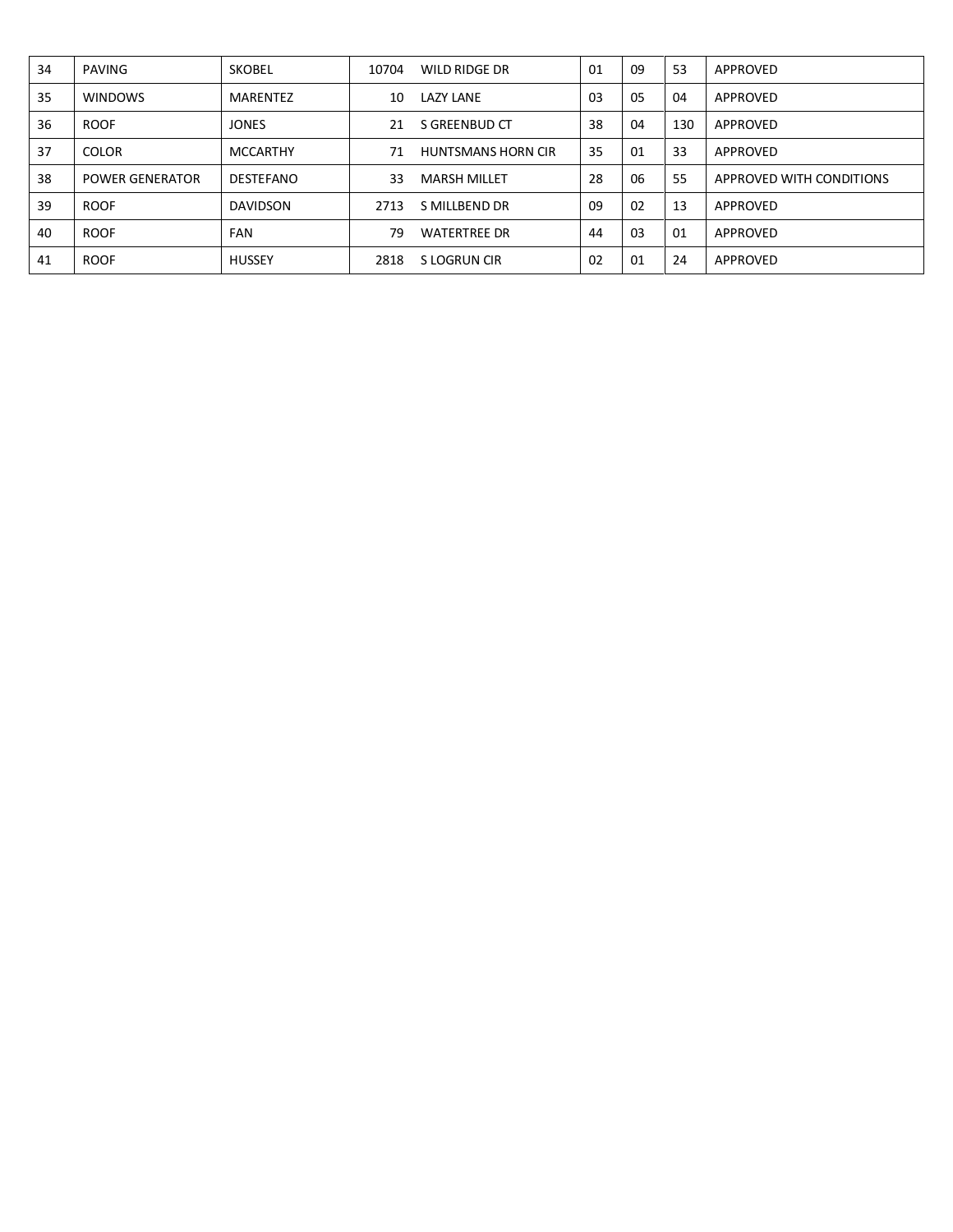| | | | | | | | | |
|---|---|---|---|---|---|---|---|---|
| 34 | PAVING | SKOBEL | 10704 | WILD RIDGE DR | 01 | 09 | 53 | APPROVED |
| 35 | WINDOWS | MARENTEZ | 10 | LAZY LANE | 03 | 05 | 04 | APPROVED |
| 36 | ROOF | JONES | 21 | S GREENBUD CT | 38 | 04 | 130 | APPROVED |
| 37 | COLOR | MCCARTHY | 71 | HUNTSMANS HORN CIR | 35 | 01 | 33 | APPROVED |
| 38 | POWER GENERATOR | DESTEFANO | 33 | MARSH MILLET | 28 | 06 | 55 | APPROVED WITH CONDITIONS |
| 39 | ROOF | DAVIDSON | 2713 | S MILLBEND DR | 09 | 02 | 13 | APPROVED |
| 40 | ROOF | FAN | 79 | WATERTREE DR | 44 | 03 | 01 | APPROVED |
| 41 | ROOF | HUSSEY | 2818 | S LOGRUN CIR | 02 | 01 | 24 | APPROVED |